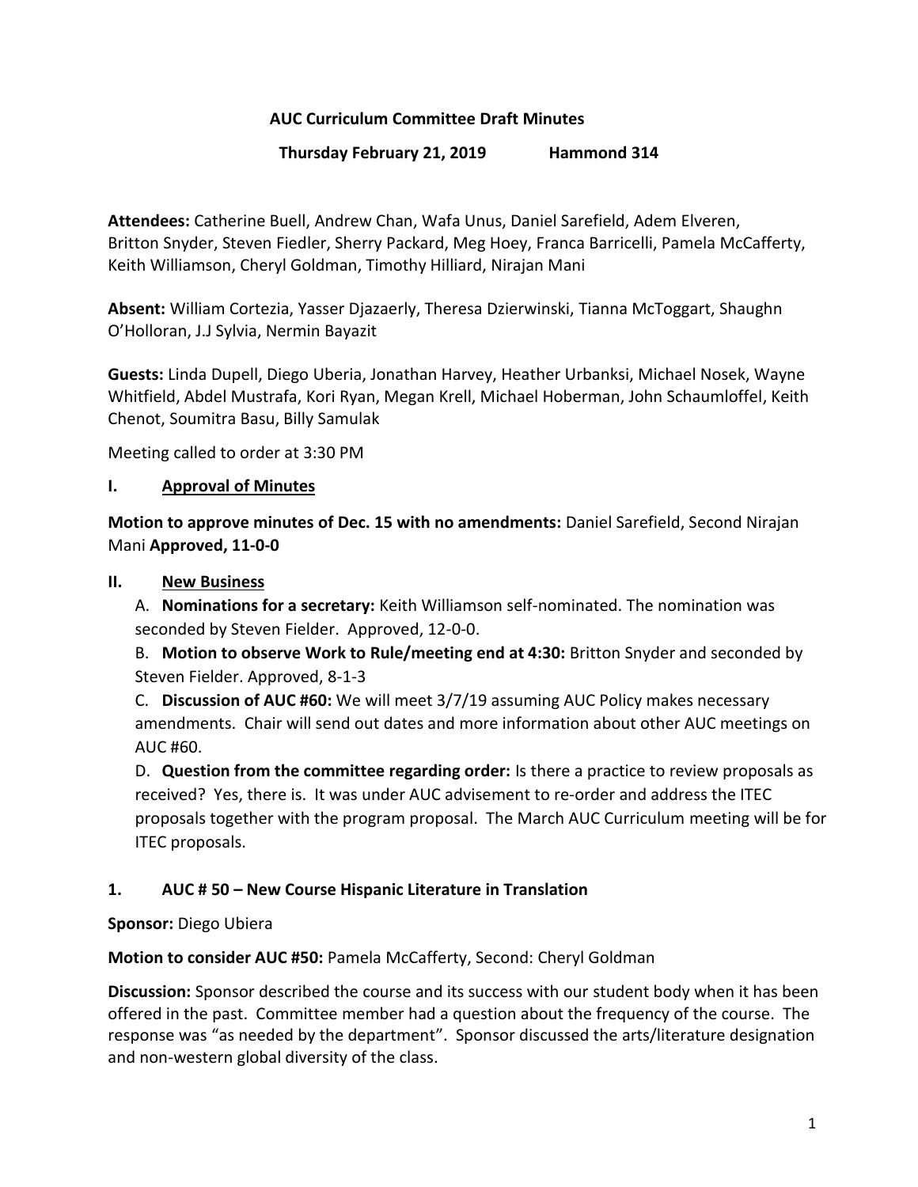**AUC Curriculum Committee Draft Minutes**

**Thursday February 21, 2019 Hammond 314**

**Attendees:** Catherine Buell, Andrew Chan, Wafa Unus, Daniel Sarefield, Adem Elveren, Britton Snyder, Steven Fiedler, Sherry Packard, Meg Hoey, Franca Barricelli, Pamela McCafferty, Keith Williamson, Cheryl Goldman, Timothy Hilliard, Nirajan Mani

**Absent:** William Cortezia, Yasser Djazaerly, Theresa Dzierwinski, Tianna McToggart, Shaughn O'Holloran, J.J Sylvia, Nermin Bayazit

**Guests:** Linda Dupell, Diego Uberia, Jonathan Harvey, Heather Urbanksi, Michael Nosek, Wayne Whitfield, Abdel Mustrafa, Kori Ryan, Megan Krell, Michael Hoberman, John Schaumloffel, Keith Chenot, Soumitra Basu, Billy Samulak

Meeting called to order at 3:30 PM

**I. Approval of Minutes**

**Motion to approve minutes of Dec. 15 with no amendments:** Daniel Sarefield, Second Nirajan Mani **Approved, 11-0-0**

**II. New Business**

A. **Nominations for a secretary:** Keith Williamson self-nominated. The nomination was seconded by Steven Fielder. Approved, 12-0-0.

B. **Motion to observe Work to Rule/meeting end at 4:30:** Britton Snyder and seconded by Steven Fielder. Approved, 8-1-3

C. **Discussion of AUC #60:** We will meet 3/7/19 assuming AUC Policy makes necessary amendments. Chair will send out dates and more information about other AUC meetings on AUC #60.

D. **Question from the committee regarding order:** Is there a practice to review proposals as received? Yes, there is. It was under AUC advisement to re-order and address the ITEC proposals together with the program proposal. The March AUC Curriculum meeting will be for ITEC proposals.

**1. AUC # 50 – New Course Hispanic Literature in Translation**

**Sponsor:** Diego Ubiera

**Motion to consider AUC #50:** Pamela McCafferty, Second: Cheryl Goldman

**Discussion:** Sponsor described the course and its success with our student body when it has been offered in the past. Committee member had a question about the frequency of the course. The response was "as needed by the department". Sponsor discussed the arts/literature designation and non-western global diversity of the class.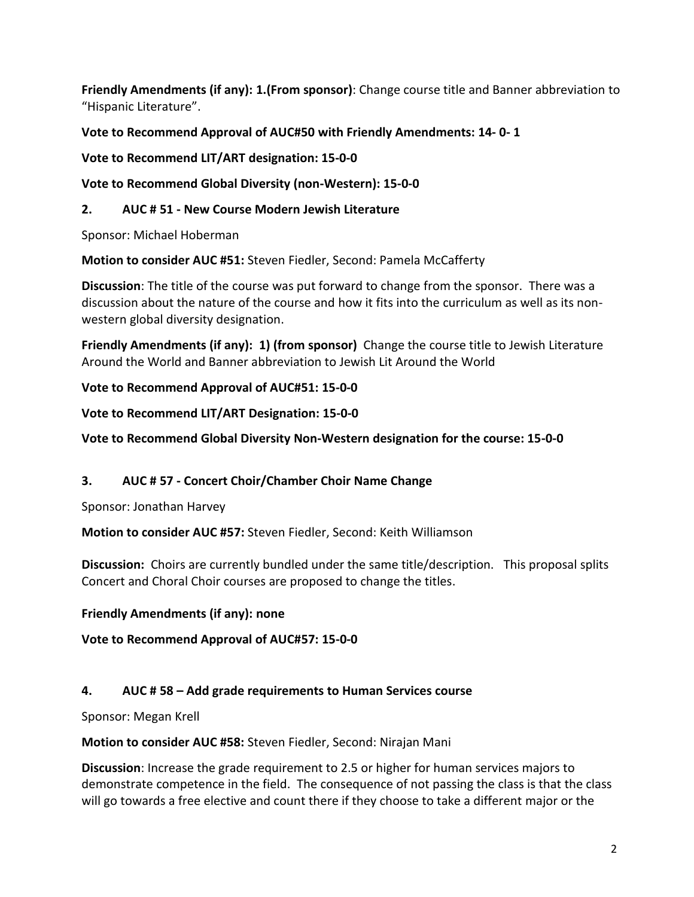**Friendly Amendments (if any): 1.(From sponsor)**: Change course title and Banner abbreviation to "Hispanic Literature".

**Vote to Recommend Approval of AUC#50 with Friendly Amendments: 14- 0- 1**

**Vote to Recommend LIT/ART designation: 15-0-0**

**Vote to Recommend Global Diversity (non-Western): 15-0-0**

**2. AUC # 51 - New Course Modern Jewish Literature**

Sponsor: Michael Hoberman

**Motion to consider AUC #51:** Steven Fiedler, Second: Pamela McCafferty

**Discussion**: The title of the course was put forward to change from the sponsor. There was a discussion about the nature of the course and how it fits into the curriculum as well as its non-western global diversity designation.

**Friendly Amendments (if any): 1) (from sponsor)** Change the course title to Jewish Literature Around the World and Banner abbreviation to Jewish Lit Around the World

**Vote to Recommend Approval of AUC#51: 15-0-0**

**Vote to Recommend LIT/ART Designation: 15-0-0**

**Vote to Recommend Global Diversity Non-Western designation for the course: 15-0-0**

**3. AUC # 57 - Concert Choir/Chamber Choir Name Change**

Sponsor: Jonathan Harvey

**Motion to consider AUC #57:** Steven Fiedler, Second: Keith Williamson

**Discussion:** Choirs are currently bundled under the same title/description. This proposal splits Concert and Choral Choir courses are proposed to change the titles.

**Friendly Amendments (if any): none**

**Vote to Recommend Approval of AUC#57: 15-0-0**

**4. AUC # 58 – Add grade requirements to Human Services course**

Sponsor: Megan Krell

**Motion to consider AUC #58:** Steven Fiedler, Second: Nirajan Mani

**Discussion**: Increase the grade requirement to 2.5 or higher for human services majors to demonstrate competence in the field. The consequence of not passing the class is that the class will go towards a free elective and count there if they choose to take a different major or the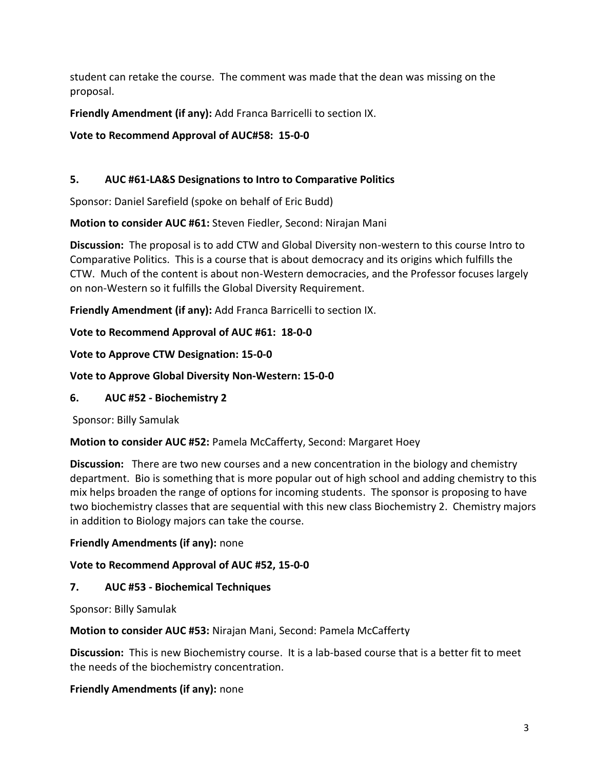student can retake the course. The comment was made that the dean was missing on the proposal.

**Friendly Amendment (if any):** Add Franca Barricelli to section IX.

**Vote to Recommend Approval of AUC#58: 15-0-0**

### 5. AUC #61-LA&S Designations to Intro to Comparative Politics

Sponsor: Daniel Sarefield (spoke on behalf of Eric Budd)

**Motion to consider AUC #61:** Steven Fiedler, Second: Nirajan Mani

**Discussion:** The proposal is to add CTW and Global Diversity non-western to this course Intro to Comparative Politics. This is a course that is about democracy and its origins which fulfills the CTW. Much of the content is about non-Western democracies, and the Professor focuses largely on non-Western so it fulfills the Global Diversity Requirement.

**Friendly Amendment (if any):** Add Franca Barricelli to section IX.

**Vote to Recommend Approval of AUC #61: 18-0-0**

**Vote to Approve CTW Designation: 15-0-0**

**Vote to Approve Global Diversity Non-Western: 15-0-0**

### 6. AUC #52 - Biochemistry 2

Sponsor: Billy Samulak

**Motion to consider AUC #52:** Pamela McCafferty, Second: Margaret Hoey

**Discussion:** There are two new courses and a new concentration in the biology and chemistry department. Bio is something that is more popular out of high school and adding chemistry to this mix helps broaden the range of options for incoming students. The sponsor is proposing to have two biochemistry classes that are sequential with this new class Biochemistry 2. Chemistry majors in addition to Biology majors can take the course.

**Friendly Amendments (if any):** none

**Vote to Recommend Approval of AUC #52, 15-0-0**

### 7. AUC #53 - Biochemical Techniques

Sponsor: Billy Samulak

**Motion to consider AUC #53:** Nirajan Mani, Second: Pamela McCafferty

**Discussion:** This is new Biochemistry course. It is a lab-based course that is a better fit to meet the needs of the biochemistry concentration.

**Friendly Amendments (if any):** none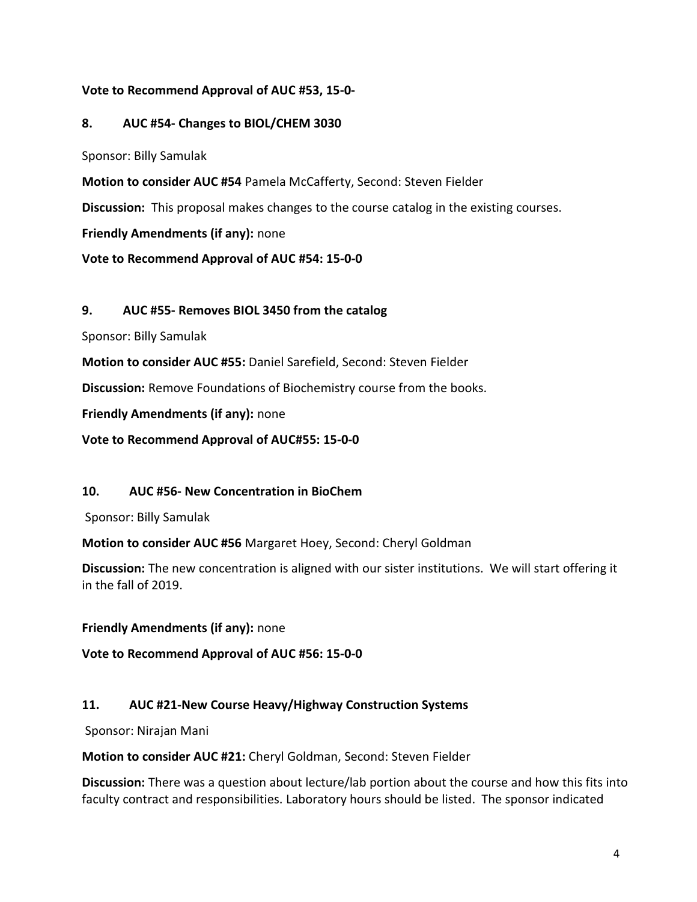**Vote to Recommend Approval of AUC #53, 15-0-**

**8. AUC #54- Changes to BIOL/CHEM 3030**

Sponsor: Billy Samulak

**Motion to consider AUC #54** Pamela McCafferty, Second: Steven Fielder

**Discussion:** This proposal makes changes to the course catalog in the existing courses.

**Friendly Amendments (if any):** none

**Vote to Recommend Approval of AUC #54: 15-0-0**

**9. AUC #55- Removes BIOL 3450 from the catalog**

Sponsor: Billy Samulak

**Motion to consider AUC #55:** Daniel Sarefield, Second: Steven Fielder

**Discussion:** Remove Foundations of Biochemistry course from the books.

**Friendly Amendments (if any):** none

**Vote to Recommend Approval of AUC#55: 15-0-0**

**10. AUC #56- New Concentration in BioChem**

Sponsor: Billy Samulak

**Motion to consider AUC #56** Margaret Hoey, Second: Cheryl Goldman

**Discussion:** The new concentration is aligned with our sister institutions. We will start offering it in the fall of 2019.

**Friendly Amendments (if any):** none

**Vote to Recommend Approval of AUC #56: 15-0-0**

**11. AUC #21-New Course Heavy/Highway Construction Systems**

Sponsor: Nirajan Mani

**Motion to consider AUC #21:** Cheryl Goldman, Second: Steven Fielder

**Discussion:** There was a question about lecture/lab portion about the course and how this fits into faculty contract and responsibilities. Laboratory hours should be listed. The sponsor indicated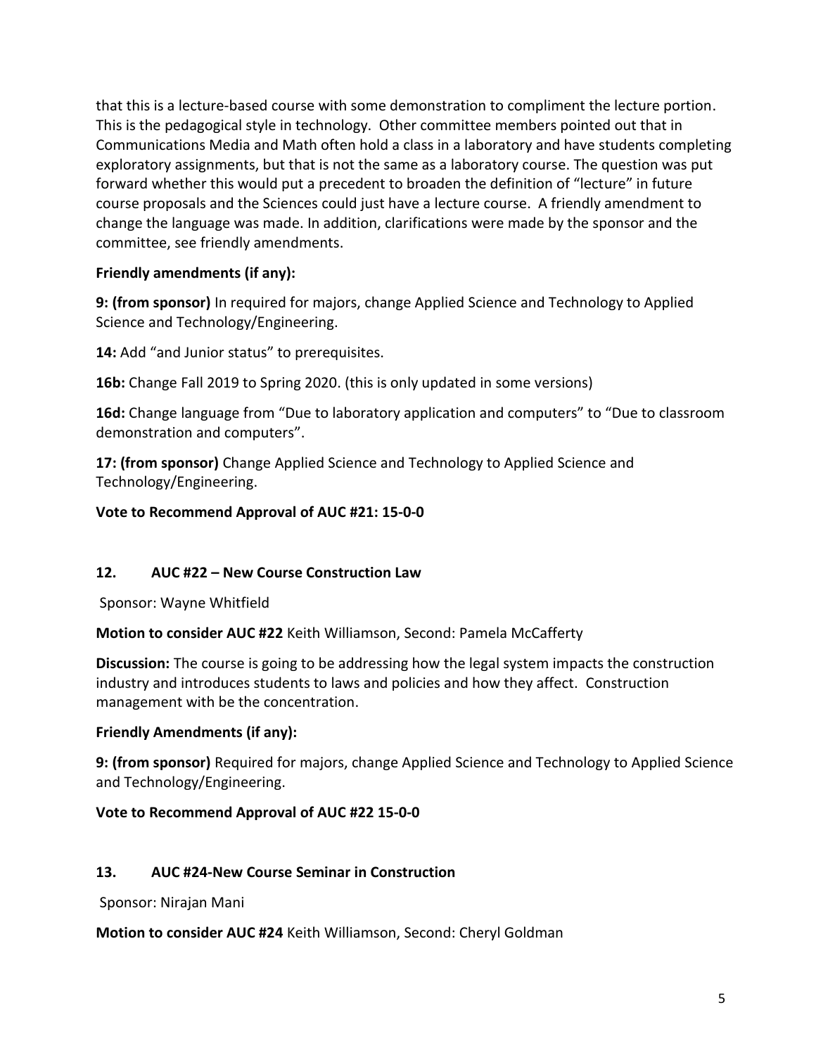that this is a lecture-based course with some demonstration to compliment the lecture portion. This is the pedagogical style in technology. Other committee members pointed out that in Communications Media and Math often hold a class in a laboratory and have students completing exploratory assignments, but that is not the same as a laboratory course. The question was put forward whether this would put a precedent to broaden the definition of "lecture" in future course proposals and the Sciences could just have a lecture course. A friendly amendment to change the language was made. In addition, clarifications were made by the sponsor and the committee, see friendly amendments.

**Friendly amendments (if any):**

**9: (from sponsor)** In required for majors, change Applied Science and Technology to Applied Science and Technology/Engineering.

**14:** Add "and Junior status" to prerequisites.

**16b:** Change Fall 2019 to Spring 2020. (this is only updated in some versions)

**16d:** Change language from "Due to laboratory application and computers" to "Due to classroom demonstration and computers".

**17: (from sponsor)** Change Applied Science and Technology to Applied Science and Technology/Engineering.

**Vote to Recommend Approval of AUC #21: 15-0-0**

**12. AUC #22 – New Course Construction Law**

Sponsor: Wayne Whitfield

**Motion to consider AUC #22** Keith Williamson, Second: Pamela McCafferty

**Discussion:** The course is going to be addressing how the legal system impacts the construction industry and introduces students to laws and policies and how they affect. Construction management with be the concentration.

**Friendly Amendments (if any):**

**9: (from sponsor)** Required for majors, change Applied Science and Technology to Applied Science and Technology/Engineering.

**Vote to Recommend Approval of AUC #22 15-0-0**

**13. AUC #24-New Course Seminar in Construction**

Sponsor: Nirajan Mani

**Motion to consider AUC #24** Keith Williamson, Second: Cheryl Goldman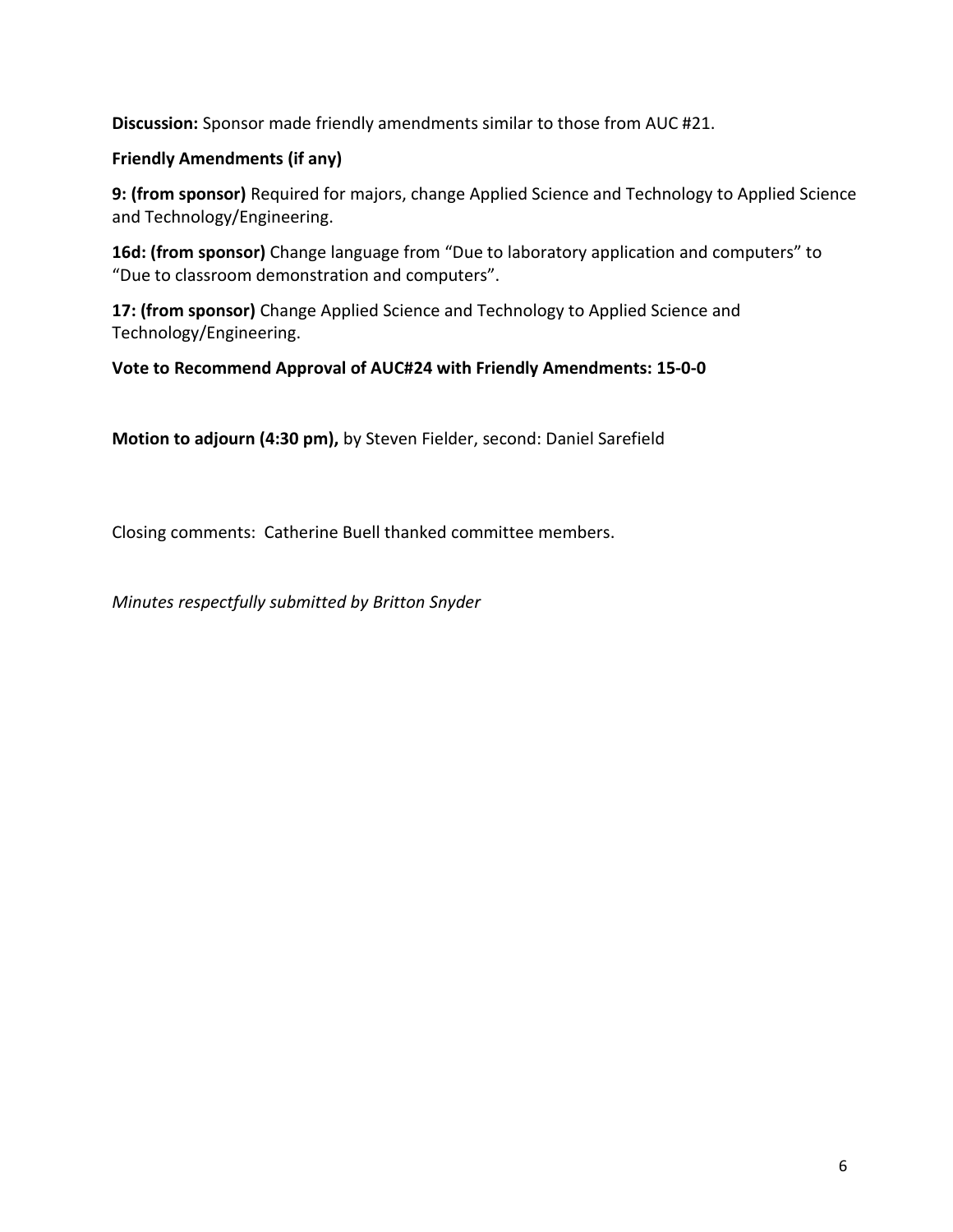**Discussion:** Sponsor made friendly amendments similar to those from AUC #21.

**Friendly Amendments (if any)**

**9: (from sponsor)** Required for majors, change Applied Science and Technology to Applied Science and Technology/Engineering.

**16d: (from sponsor)** Change language from "Due to laboratory application and computers" to "Due to classroom demonstration and computers".

**17: (from sponsor)** Change Applied Science and Technology to Applied Science and Technology/Engineering.

**Vote to Recommend Approval of AUC#24 with Friendly Amendments: 15-0-0**

**Motion to adjourn (4:30 pm),** by Steven Fielder, second: Daniel Sarefield

Closing comments: Catherine Buell thanked committee members.

*Minutes respectfully submitted by Britton Snyder*